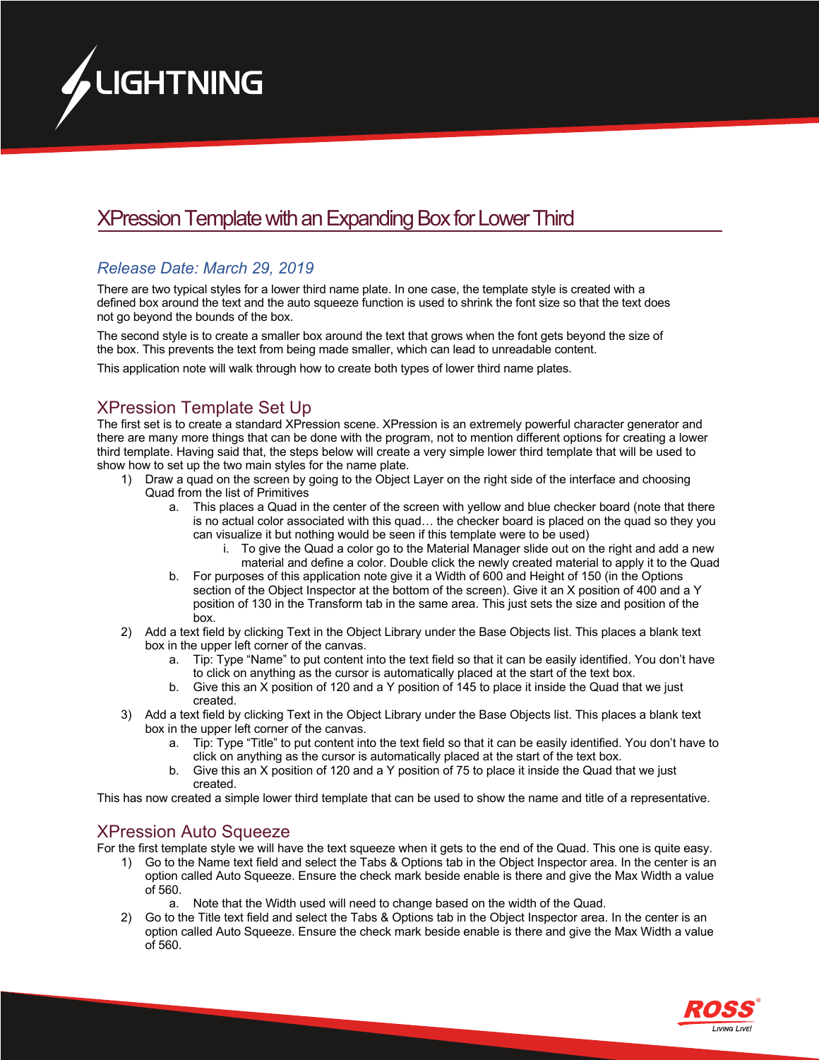# XPression Template with an Expanding Box for Lower Third

*Release Date: March 29, 2019*

There are two typical styles for a lower third name plate. In one case, the template style is created with a defined box around the text and the auto squeeze function is used to shrink the font size so that the text does not go beyond the bounds of the box.

The second style is to create a smaller box around the text that grows when the font gets beyond the size of the box. This prevents the text from being made smaller, which can lead to unreadable content.

This application note will walk through how to create both types of lower third name plates.

## XPression Template Set Up

The first set is to create a standard XPression scene. XPression is an extremely powerful character generator and there are many more things that can be done with the program, not to mention different options for creating a lower third template. Having said that, the steps below will create a very simple lower third template that will be used to show how to set up the two main styles for the name plate.

1) Draw a quad on the screen by going to the Object Layer on the right side of the interface and choosing Quad from the list of Primitives
    a. This places a Quad in the center of the screen with yellow and blue checker board (note that there is no actual color associated with this quad… the checker board is placed on the quad so they you can visualize it but nothing would be seen if this template were to be used)
        i. To give the Quad a color go to the Material Manager slide out on the right and add a new material and define a color. Double click the newly created material to apply it to the Quad
    b. For purposes of this application note give it a Width of 600 and Height of 150 (in the Options section of the Object Inspector at the bottom of the screen). Give it an X position of 400 and a Y position of 130 in the Transform tab in the same area. This just sets the size and position of the box.
2) Add a text field by clicking Text in the Object Library under the Base Objects list. This places a blank text box in the upper left corner of the canvas.
    a. Tip: Type "Name" to put content into the text field so that it can be easily identified. You don't have to click on anything as the cursor is automatically placed at the start of the text box.
    b. Give this an X position of 120 and a Y position of 145 to place it inside the Quad that we just created.
3) Add a text field by clicking Text in the Object Library under the Base Objects list. This places a blank text box in the upper left corner of the canvas.
    a. Tip: Type "Title" to put content into the text field so that it can be easily identified. You don't have to click on anything as the cursor is automatically placed at the start of the text box.
    b. Give this an X position of 120 and a Y position of 75 to place it inside the Quad that we just created.

This has now created a simple lower third template that can be used to show the name and title of a representative.

## XPression Auto Squeeze

For the first template style we will have the text squeeze when it gets to the end of the Quad. This one is quite easy.

1) Go to the Name text field and select the Tabs & Options tab in the Object Inspector area. In the center is an option called Auto Squeeze. Ensure the check mark beside enable is there and give the Max Width a value of 560.
    a. Note that the Width used will need to change based on the width of the Quad.
2) Go to the Title text field and select the Tabs & Options tab in the Object Inspector area. In the center is an option called Auto Squeeze. Ensure the check mark beside enable is there and give the Max Width a value of 560.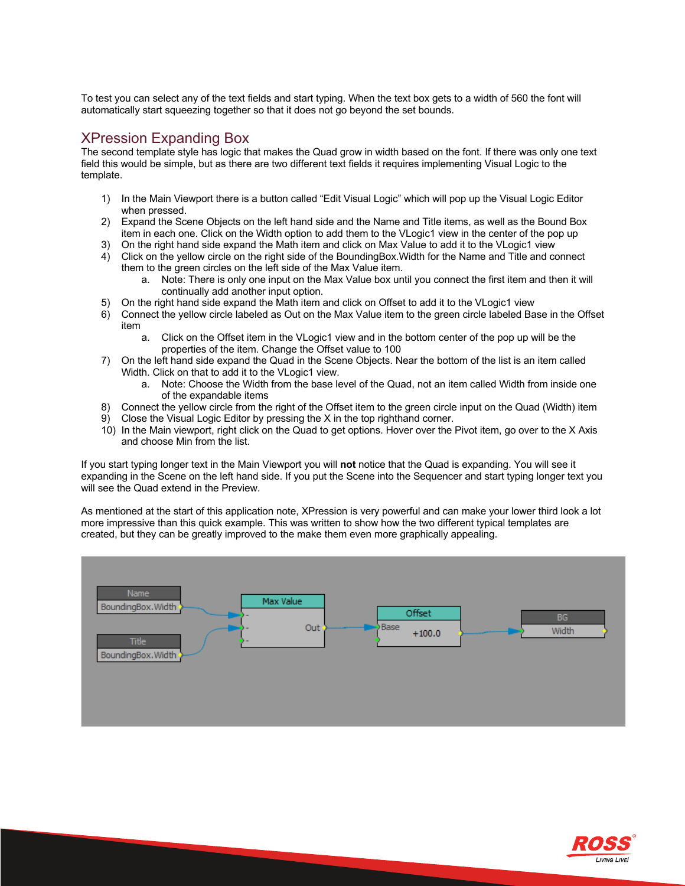To test you can select any of the text fields and start typing. When the text box gets to a width of 560 the font will automatically start squeezing together so that it does not go beyond the set bounds.

## XPression Expanding Box

The second template style has logic that makes the Quad grow in width based on the font. If there was only one text field this would be simple, but as there are two different text fields it requires implementing Visual Logic to the template.

1) In the Main Viewport there is a button called "Edit Visual Logic" which will pop up the Visual Logic Editor when pressed.
2) Expand the Scene Objects on the left hand side and the Name and Title items, as well as the Bound Box item in each one. Click on the Width option to add them to the VLogic1 view in the center of the pop up
3) On the right hand side expand the Math item and click on Max Value to add it to the VLogic1 view
4) Click on the yellow circle on the right side of the BoundingBox.Width for the Name and Title and connect them to the green circles on the left side of the Max Value item.
   a. Note: There is only one input on the Max Value box until you connect the first item and then it will continually add another input option.
5) On the right hand side expand the Math item and click on Offset to add it to the VLogic1 view
6) Connect the yellow circle labeled as Out on the Max Value item to the green circle labeled Base in the Offset item
   a. Click on the Offset item in the VLogic1 view and in the bottom center of the pop up will be the properties of the item. Change the Offset value to 100
7) On the left hand side expand the Quad in the Scene Objects. Near the bottom of the list is an item called Width. Click on that to add it to the VLogic1 view.
   a. Note: Choose the Width from the base level of the Quad, not an item called Width from inside one of the expandable items
8) Connect the yellow circle from the right of the Offset item to the green circle input on the Quad (Width) item
9) Close the Visual Logic Editor by pressing the X in the top righthand corner.
10) In the Main viewport, right click on the Quad to get options. Hover over the Pivot item, go over to the X Axis and choose Min from the list.

If you start typing longer text in the Main Viewport you will **not** notice that the Quad is expanding. You will see it expanding in the Scene on the left hand side. If you put the Scene into the Sequencer and start typing longer text you will see the Quad extend in the Preview.

As mentioned at the start of this application note, XPression is very powerful and can make your lower third look a lot more impressive than this quick example. This was written to show how the two different typical templates are created, but they can be greatly improved to the make them even more graphically appealing.

Name
BoundingBox.Width
Title
BoundingBox.Width
Max Value
Out
Offset
Base
+100.0
BG
Width